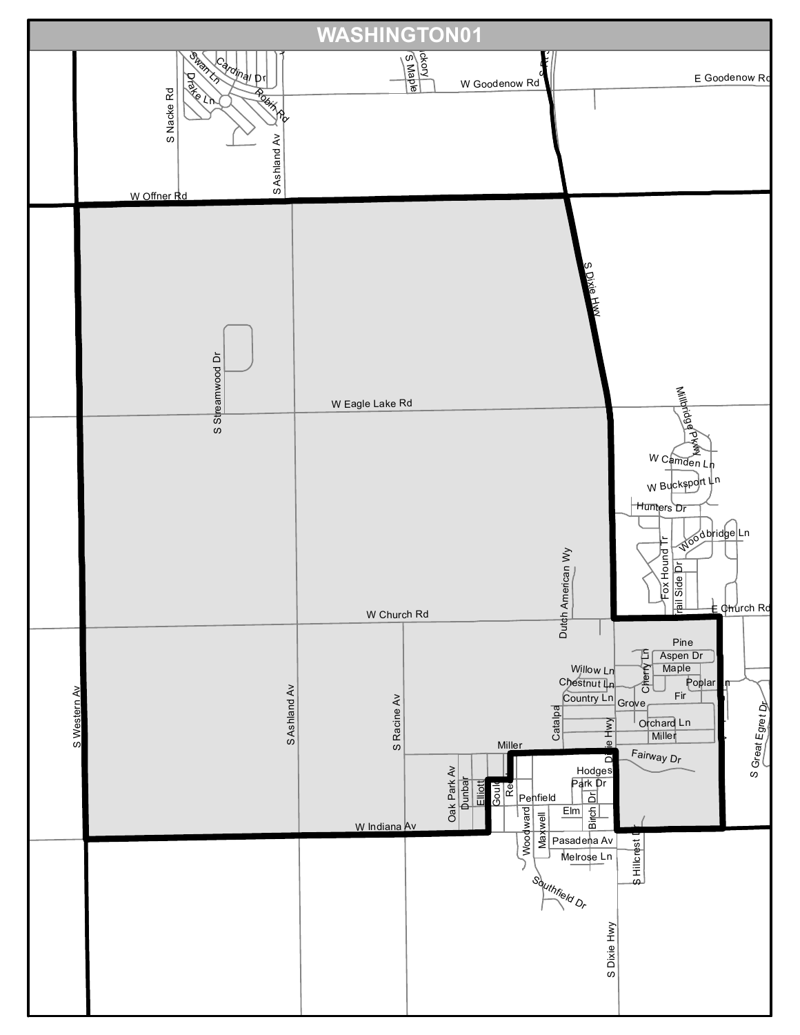# WASHINGTON01

W Goodenow Rd

E Goodenow Rd

S Nacke Rd

Swan Ln

Cardinal Dr

Drake Ln

Robin Rd

S Ashland Av

S Maple

ckory

W Offner Rd

S Dixie Hwy

S Streamwood Dr

W Eagle Lake Rd

Millbridge Pkwy

W Camden Ln

W Bucksport Ln

Hunters Dr

Woodbridge Ln

Fox Hound Tr

rail Side Dr

E Church Rd

Dutch American Wy

W Church Rd

S Western Av

S Ashland Av

S Racine Av

Pine

Aspen Dr

Cherry Ln

Willow Ln

Maple

Chestnut Ln

Poplar

Country Ln

Fir

Grove

Catalpa

Orchard Ln

Dixie Hwy

Miller

Miller

Fairway Dr

S Great Egret Dr

Hodges

Park Dr

Oak Park Av

Dunbar

Elliott

Gould

Re

Penfield

Elm

Birch Dr

W Indiana Av

Woodward

Maxwell

Pasadena Av

Melrose Ln

S Hillcrest Dr

Southfield Dr

S Dixie Hwy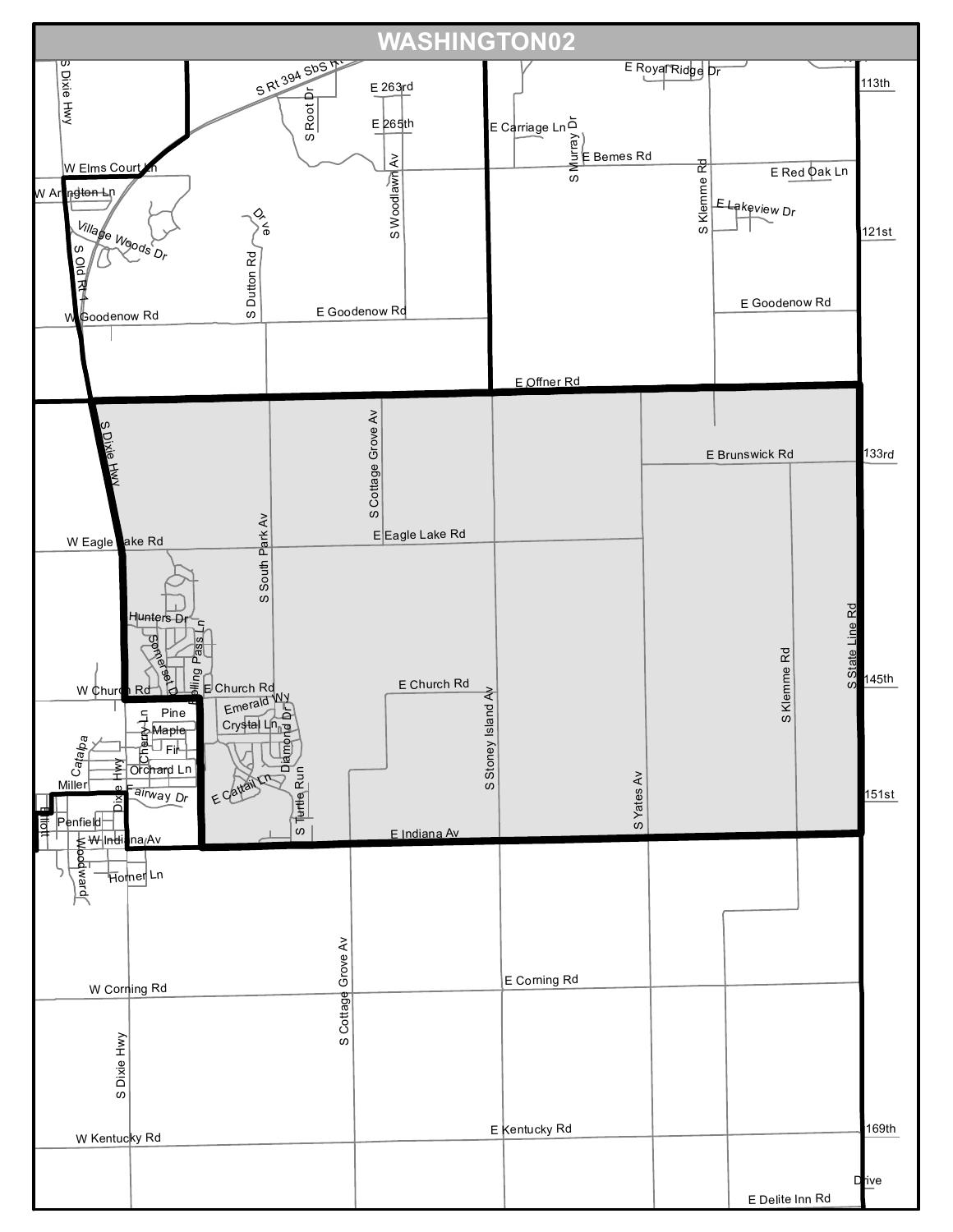# WASHINGTON02

S Dixie Hwy

S Rt 394 SbS Rt

E 263rd

E 265th

S Root Dr

E Royal Ridge Dr

113th

E Carriage Ln

S Murray Dr

E Bemes Rd

W Elms Court Ln

W Arlington Ln

S Woodlawn Av

E Red Oak Ln

S Klemme Rd

E Lakeview Dr

Village Woods Dr

Drive

121st

S Old Rt 1

S Dutton Rd

E Goodenow Rd

W Goodenow Rd

E Goodenow Rd

E Offner Rd

S Dixie Hwy

S Cottage Grove Av

E Brunswick Rd

133rd

W Eagle Lake Rd

E Eagle Lake Rd

S South Park Av

Hunters Dr

Somerset Dr

Rolling Pass Ln

S State Line Rd

145th

W Church Rd

E Church Rd

E Church Rd

S Klemme Rd

Emerald Wy

Pine

Maple

Crystal Ln

Cherry Ln

Fir

Diamond Dr

Catalpa

Orchard Ln

S Stoney Island Av

Miller

Dixie Hwy

Fairway Dr

E Cattail Ln

S Turtle Run

S Yates Av

151st

Elliott

Penfield

W Indiana Av

E Indiana Av

Woodward

Horner Ln

S Cottage Grove Av

W Corning Rd

E Corning Rd

S Dixie Hwy

W Kentucky Rd

E Kentucky Rd

169th

Drive

E Delite Inn Rd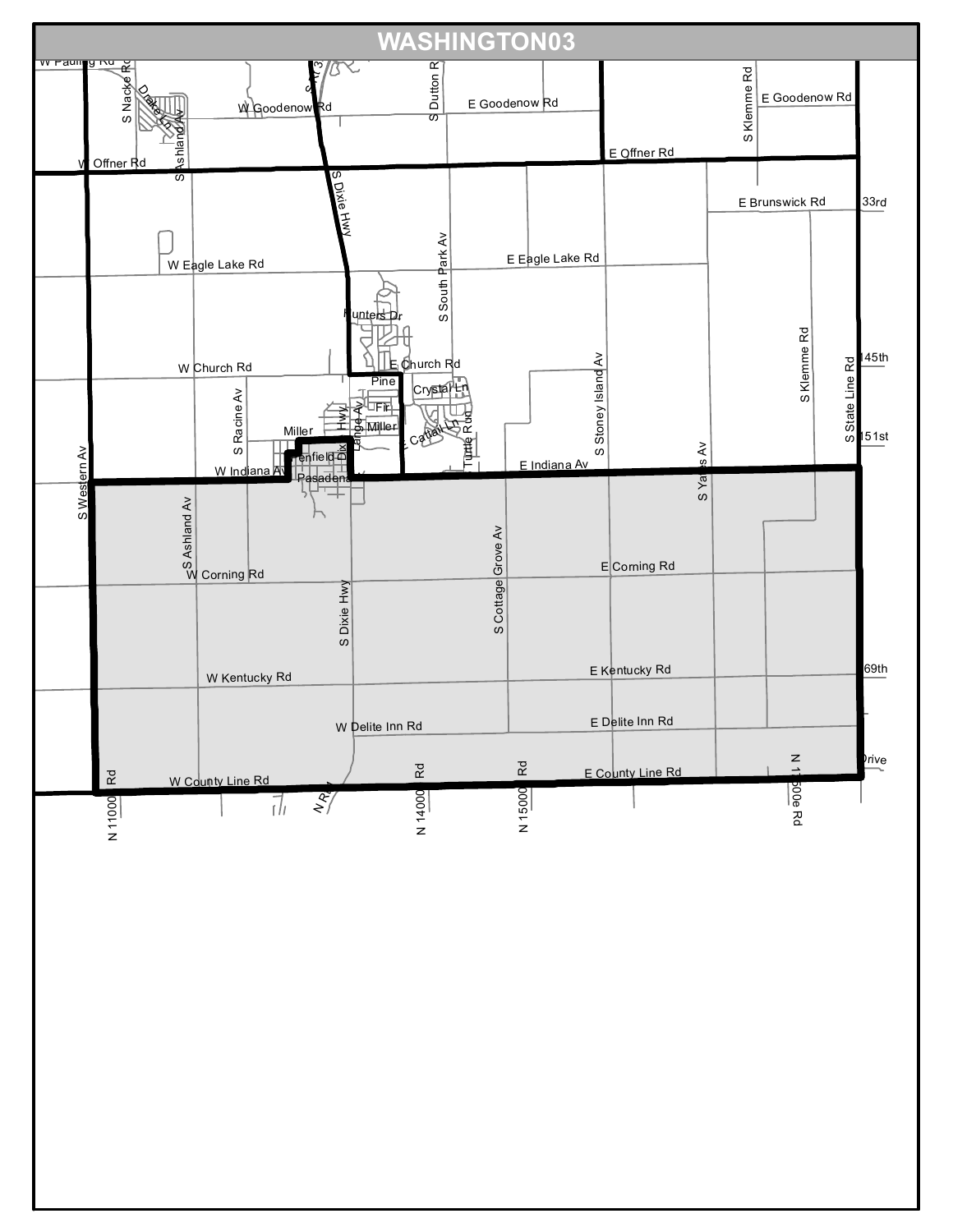# WASHINGTON03

W Pauling Rd

S Nacke Rd

Drake Ln

S Ashland Av

W Goodenow Rd

S Rt 3

S Dutton Rd

E Goodenow Rd

S Klemme Rd

E Goodenow Rd

W Offner Rd

E Offner Rd

S Dixie Hwy

E Brunswick Rd

33rd

W Eagle Lake Rd

E Eagle Lake Rd

S South Park Av

Hunters Dr

W Church Rd

E Church Rd

S Stoney Island Av

S Klemme Rd

S State Line Rd

145th

Pine

Crystal Ln

S Racine Av

Fir

Miller

Miller

Lange Av

Dixie Hwy

E Catail Ln

Turtle Run

151st

Renfield

W Indiana Av

Pasadena

E Indiana Av

S Yates Av

S Western Av

S Ashland Av

W Corning Rd

E Corning Rd

S Dixie Hwy

S Cottage Grove Av

W Kentucky Rd

E Kentucky Rd

69th

W Delite Inn Rd

E Delite Inn Rd

Drive

W County Line Rd

E County Line Rd

N 11000 Rd

N Rd

N 14000 Rd

N 15000 Rd

N 17500e Rd